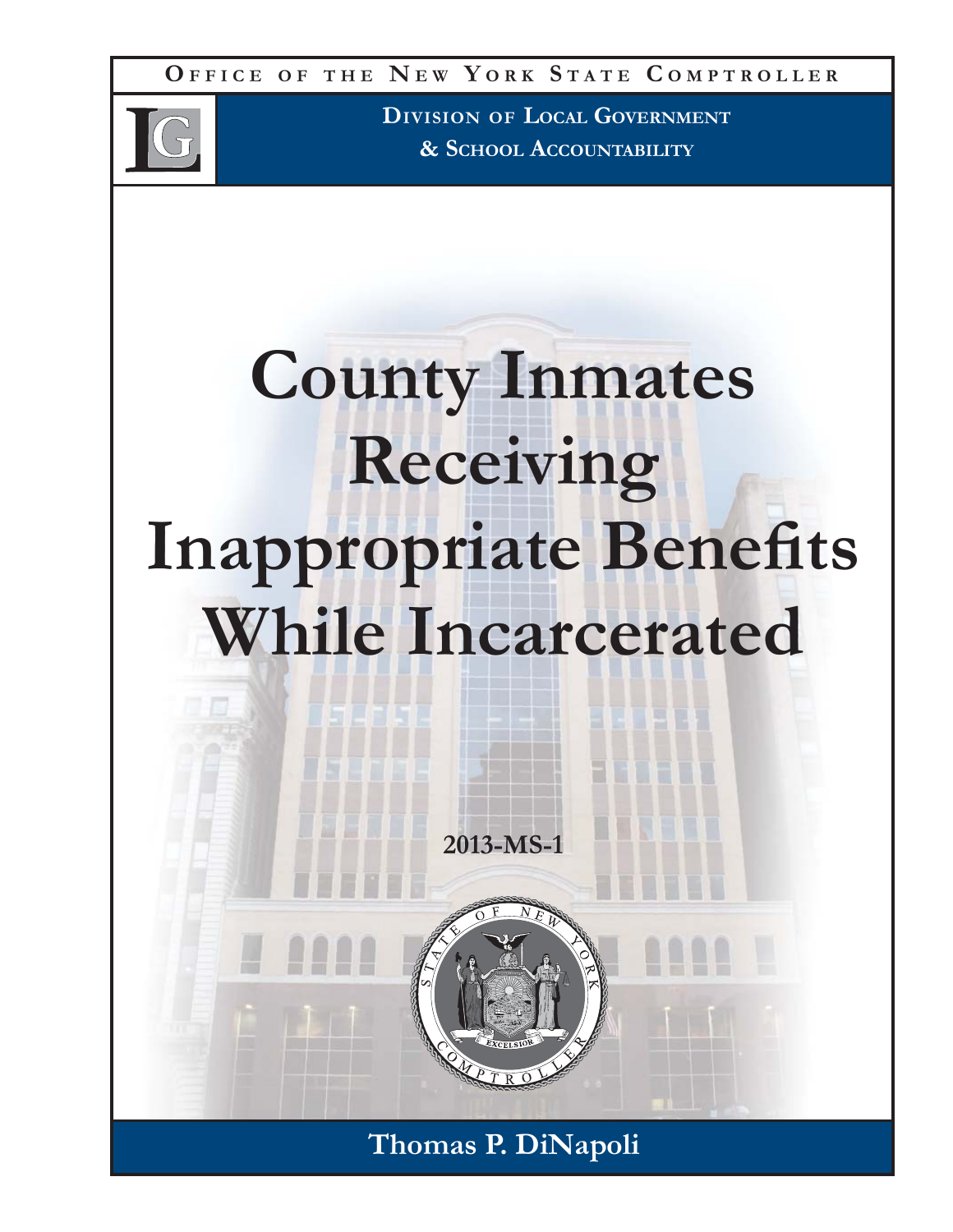**Office of the New York State Comptroller**

**Division of Local Government & School Accountability**

# County Inmates Receiving Inappropriate Benefits While Incarcerated

**2013-MS-1**

**Thomas P. DiNapoli**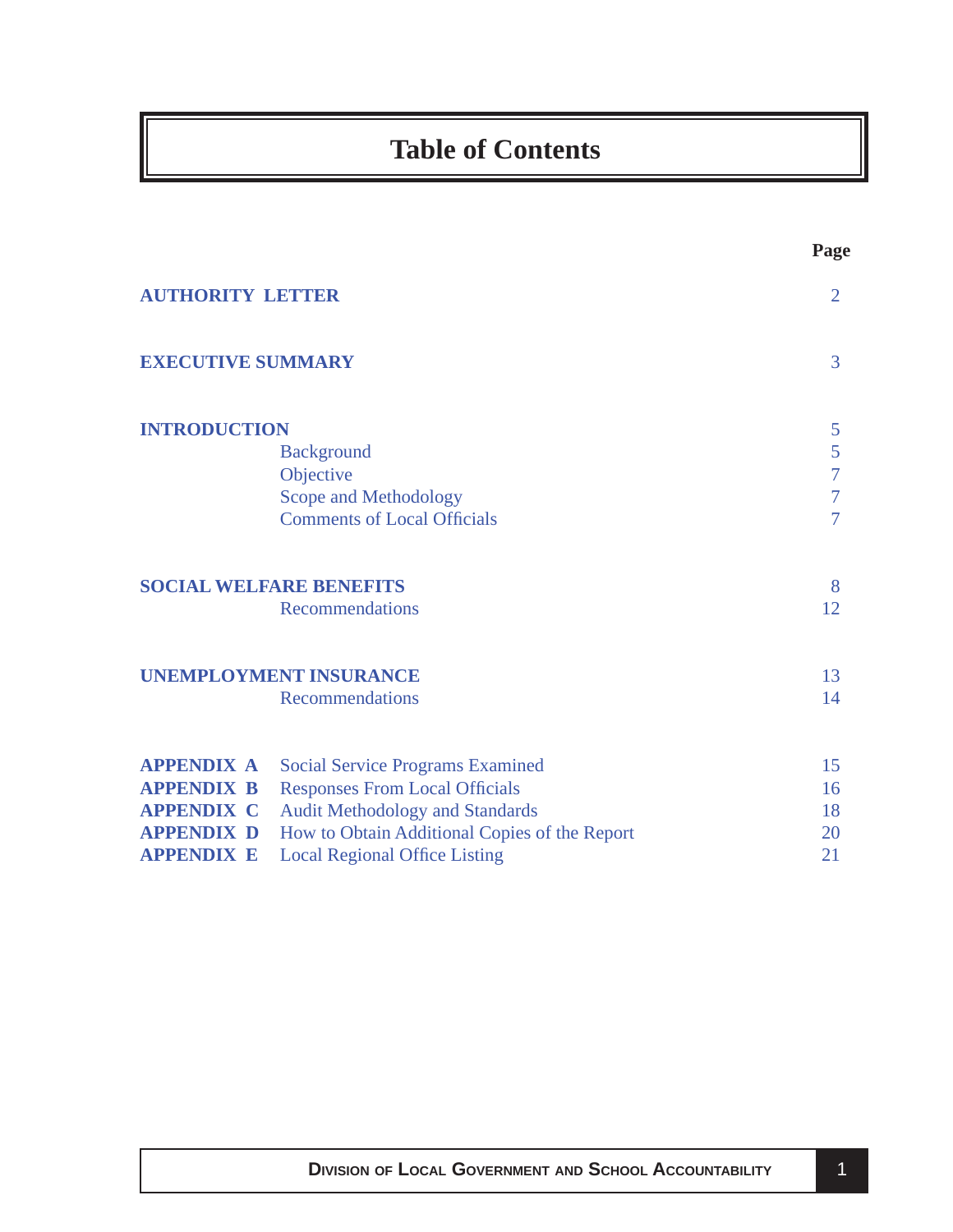# Table of Contents

| | | Page |
|---|---|---|
| **AUTHORITY LETTER** | | 2 |
| **EXECUTIVE SUMMARY** | | 3 |
| **INTRODUCTION** | | 5 |
| | Background | 5 |
| | Objective | 7 |
| | Scope and Methodology | 7 |
| | Comments of Local Officials | 7 |
| **SOCIAL WELFARE BENEFITS** | | 8 |
| | Recommendations | 12 |
| **UNEMPLOYMENT INSURANCE** | | 13 |
| | Recommendations | 14 |
| **APPENDIX A** | Social Service Programs Examined | 15 |
| **APPENDIX B** | Responses From Local Officials | 16 |
| **APPENDIX C** | Audit Methodology and Standards | 18 |
| **APPENDIX D** | How to Obtain Additional Copies of the Report | 20 |
| **APPENDIX E** | Local Regional Office Listing | 21 |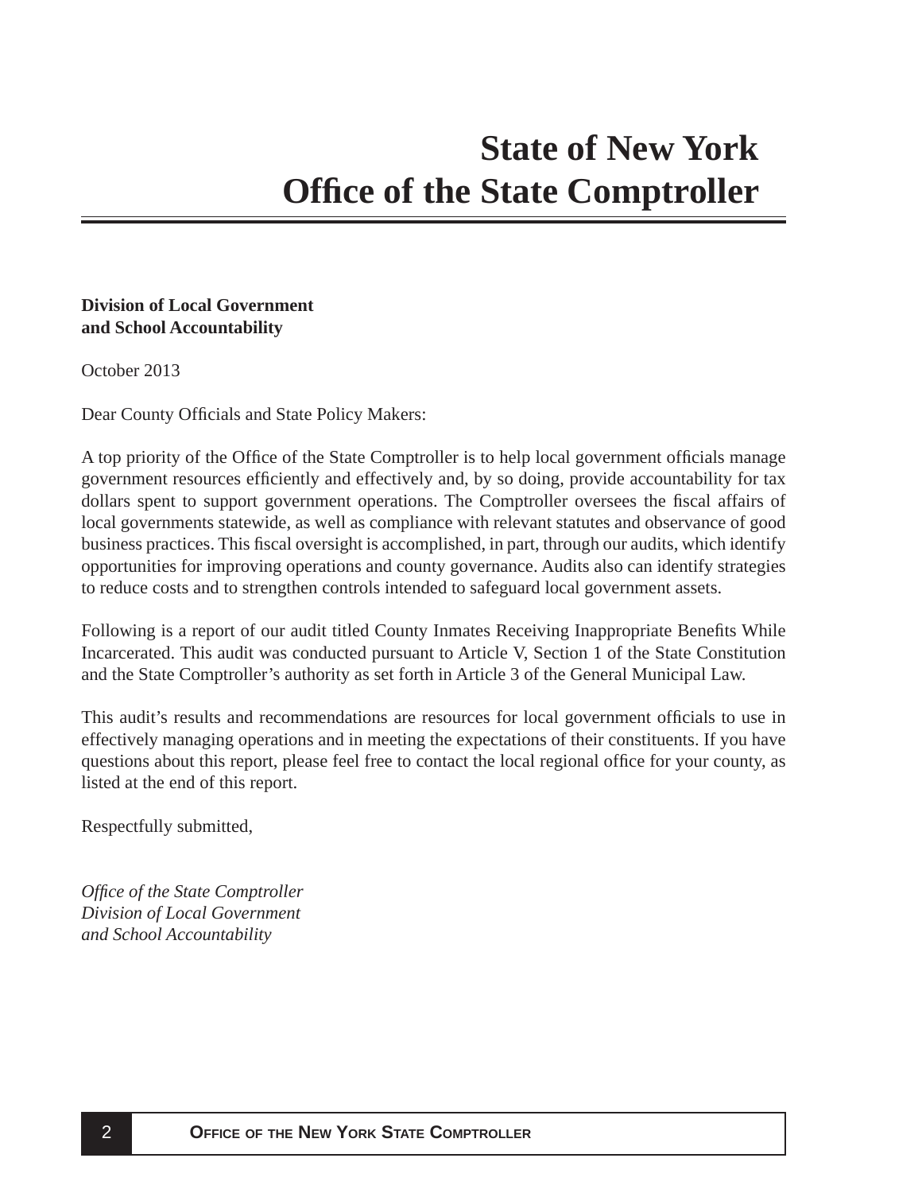# State of New York
# Office of the State Comptroller

**Division of Local Government and School Accountability**

October 2013

Dear County Officials and State Policy Makers:

A top priority of the Office of the State Comptroller is to help local government officials manage government resources efficiently and effectively and, by so doing, provide accountability for tax dollars spent to support government operations. The Comptroller oversees the fiscal affairs of local governments statewide, as well as compliance with relevant statutes and observance of good business practices. This fiscal oversight is accomplished, in part, through our audits, which identify opportunities for improving operations and county governance. Audits also can identify strategies to reduce costs and to strengthen controls intended to safeguard local government assets.

Following is a report of our audit titled County Inmates Receiving Inappropriate Benefits While Incarcerated. This audit was conducted pursuant to Article V, Section 1 of the State Constitution and the State Comptroller's authority as set forth in Article 3 of the General Municipal Law.

This audit's results and recommendations are resources for local government officials to use in effectively managing operations and in meeting the expectations of their constituents. If you have questions about this report, please feel free to contact the local regional office for your county, as listed at the end of this report.

Respectfully submitted,

*Office of the State Comptroller*
*Division of Local Government*
*and School Accountability*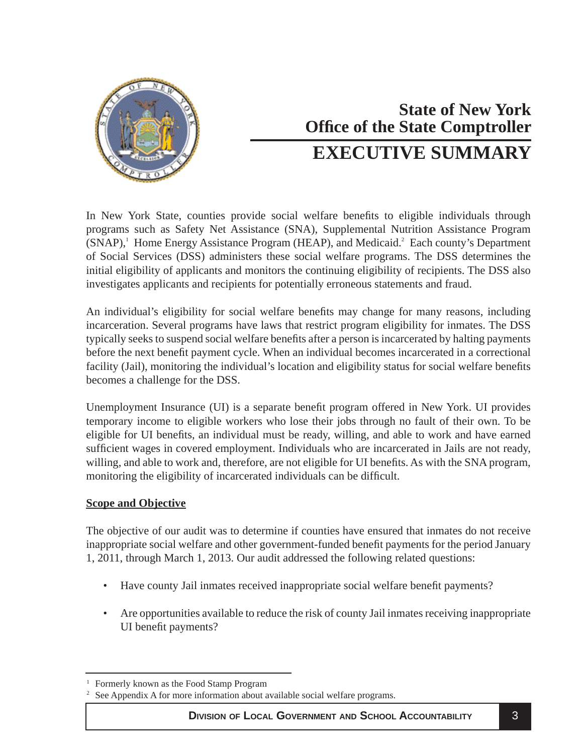# State of New York
# Office of the State Comptroller

# EXECUTIVE SUMMARY

In New York State, counties provide social welfare benefits to eligible individuals through programs such as Safety Net Assistance (SNA), Supplemental Nutrition Assistance Program (SNAP),[1] Home Energy Assistance Program (HEAP), and Medicaid.[2] Each county's Department of Social Services (DSS) administers these social welfare programs. The DSS determines the initial eligibility of applicants and monitors the continuing eligibility of recipients. The DSS also investigates applicants and recipients for potentially erroneous statements and fraud.

An individual's eligibility for social welfare benefits may change for many reasons, including incarceration. Several programs have laws that restrict program eligibility for inmates. The DSS typically seeks to suspend social welfare benefits after a person is incarcerated by halting payments before the next benefit payment cycle. When an individual becomes incarcerated in a correctional facility (Jail), monitoring the individual's location and eligibility status for social welfare benefits becomes a challenge for the DSS.

Unemployment Insurance (UI) is a separate benefit program offered in New York. UI provides temporary income to eligible workers who lose their jobs through no fault of their own. To be eligible for UI benefits, an individual must be ready, willing, and able to work and have earned sufficient wages in covered employment. Individuals who are incarcerated in Jails are not ready, willing, and able to work and, therefore, are not eligible for UI benefits. As with the SNA program, monitoring the eligibility of incarcerated individuals can be difficult.

## Scope and Objective

The objective of our audit was to determine if counties have ensured that inmates do not receive inappropriate social welfare and other government-funded benefit payments for the period January 1, 2011, through March 1, 2013. Our audit addressed the following related questions:

- Have county Jail inmates received inappropriate social welfare benefit payments?
- Are opportunities available to reduce the risk of county Jail inmates receiving inappropriate UI benefit payments?

---

[1] Formerly known as the Food Stamp Program

[2] See Appendix A for more information about available social welfare programs.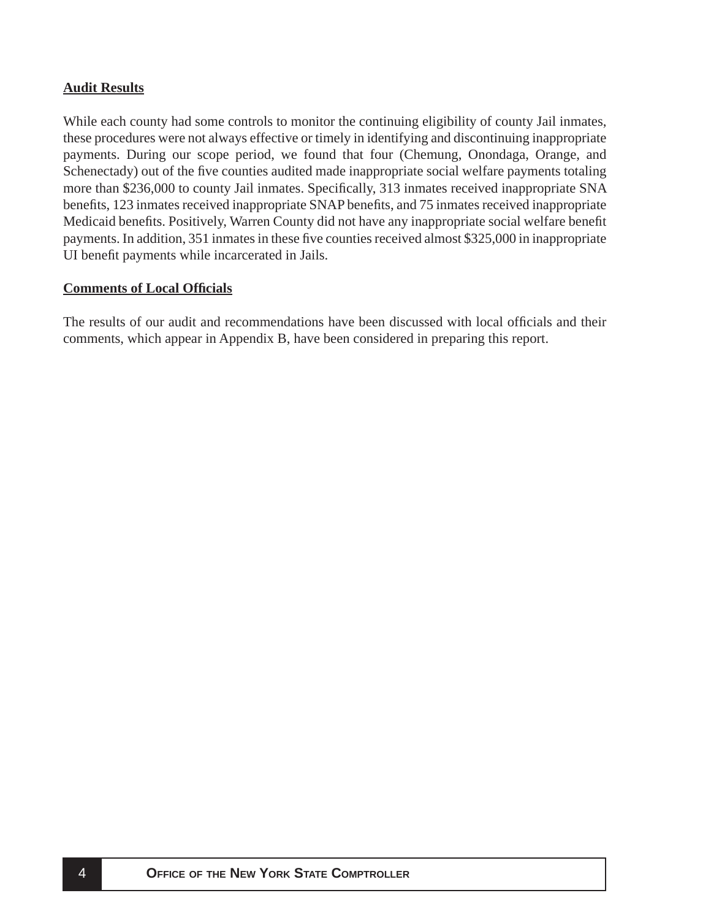**Audit Results**

While each county had some controls to monitor the continuing eligibility of county Jail inmates, these procedures were not always effective or timely in identifying and discontinuing inappropriate payments. During our scope period, we found that four (Chemung, Onondaga, Orange, and Schenectady) out of the five counties audited made inappropriate social welfare payments totaling more than $236,000 to county Jail inmates. Specifically, 313 inmates received inappropriate SNA benefits, 123 inmates received inappropriate SNAP benefits, and 75 inmates received inappropriate Medicaid benefits. Positively, Warren County did not have any inappropriate social welfare benefit payments. In addition, 351 inmates in these five counties received almost $325,000 in inappropriate UI benefit payments while incarcerated in Jails.

**Comments of Local Officials**

The results of our audit and recommendations have been discussed with local officials and their comments, which appear in Appendix B, have been considered in preparing this report.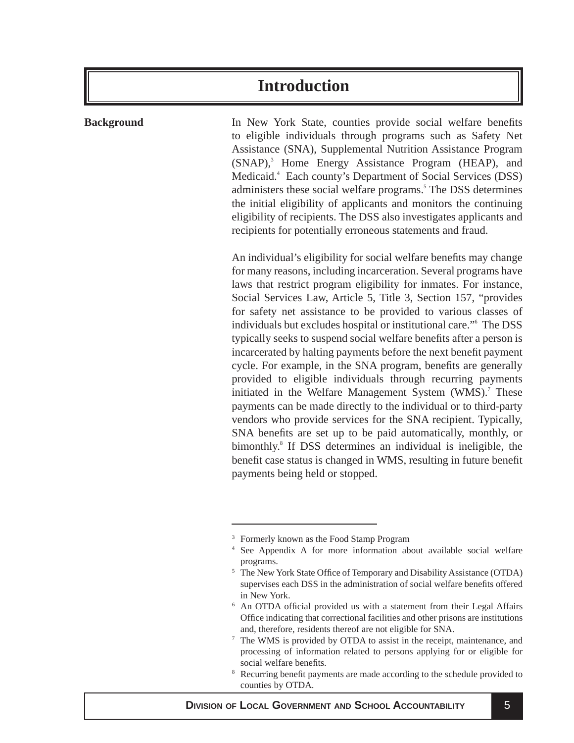# Introduction

## Background

In New York State, counties provide social welfare benefits to eligible individuals through programs such as Safety Net Assistance (SNA), Supplemental Nutrition Assistance Program (SNAP),[3] Home Energy Assistance Program (HEAP), and Medicaid.[4] Each county's Department of Social Services (DSS) administers these social welfare programs.[5] The DSS determines the initial eligibility of applicants and monitors the continuing eligibility of recipients. The DSS also investigates applicants and recipients for potentially erroneous statements and fraud.

An individual's eligibility for social welfare benefits may change for many reasons, including incarceration. Several programs have laws that restrict program eligibility for inmates. For instance, Social Services Law, Article 5, Title 3, Section 157, "provides for safety net assistance to be provided to various classes of individuals but excludes hospital or institutional care."[6] The DSS typically seeks to suspend social welfare benefits after a person is incarcerated by halting payments before the next benefit payment cycle. For example, in the SNA program, benefits are generally provided to eligible individuals through recurring payments initiated in the Welfare Management System (WMS).[7] These payments can be made directly to the individual or to third-party vendors who provide services for the SNA recipient. Typically, SNA benefits are set up to be paid automatically, monthly, or bimonthly.[8] If DSS determines an individual is ineligible, the benefit case status is changed in WMS, resulting in future benefit payments being held or stopped.

---

[3] Formerly known as the Food Stamp Program

[4] See Appendix A for more information about available social welfare programs.

[5] The New York State Office of Temporary and Disability Assistance (OTDA) supervises each DSS in the administration of social welfare benefits offered in New York.

[6] An OTDA official provided us with a statement from their Legal Affairs Office indicating that correctional facilities and other prisons are institutions and, therefore, residents thereof are not eligible for SNA.

[7] The WMS is provided by OTDA to assist in the receipt, maintenance, and processing of information related to persons applying for or eligible for social welfare benefits.

[8] Recurring benefit payments are made according to the schedule provided to counties by OTDA.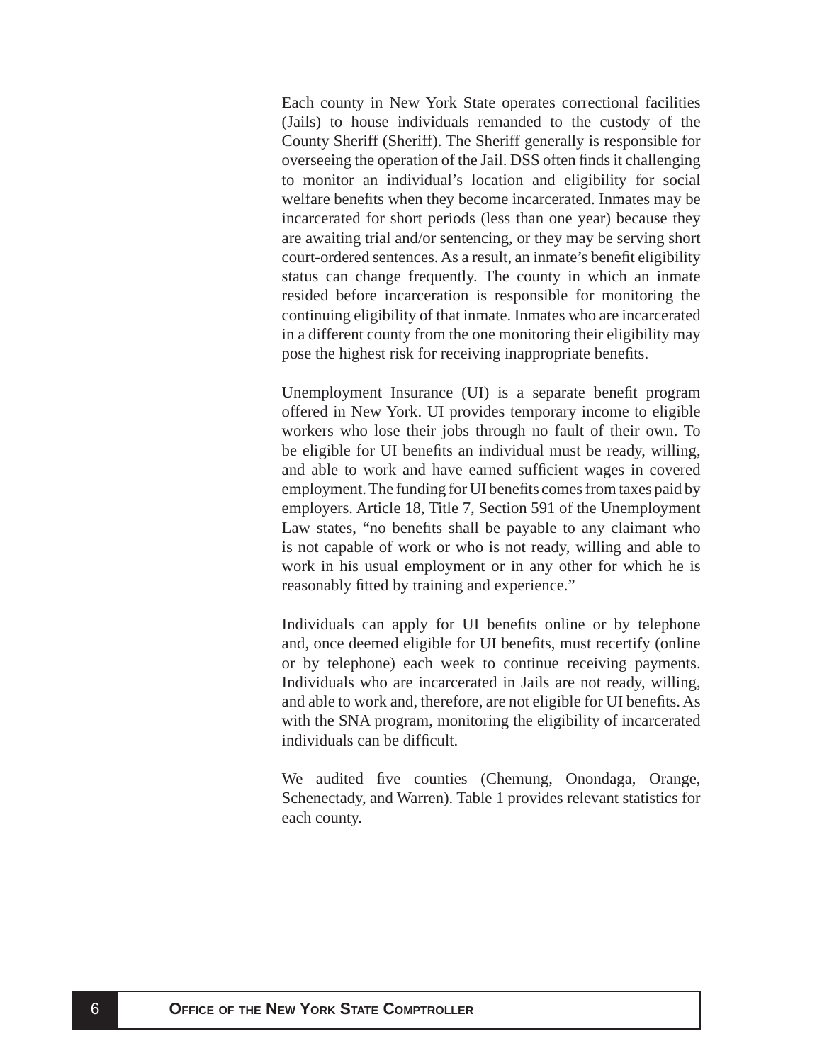Each county in New York State operates correctional facilities (Jails) to house individuals remanded to the custody of the County Sheriff (Sheriff). The Sheriff generally is responsible for overseeing the operation of the Jail. DSS often finds it challenging to monitor an individual's location and eligibility for social welfare benefits when they become incarcerated. Inmates may be incarcerated for short periods (less than one year) because they are awaiting trial and/or sentencing, or they may be serving short court-ordered sentences. As a result, an inmate's benefit eligibility status can change frequently. The county in which an inmate resided before incarceration is responsible for monitoring the continuing eligibility of that inmate. Inmates who are incarcerated in a different county from the one monitoring their eligibility may pose the highest risk for receiving inappropriate benefits.

Unemployment Insurance (UI) is a separate benefit program offered in New York. UI provides temporary income to eligible workers who lose their jobs through no fault of their own. To be eligible for UI benefits an individual must be ready, willing, and able to work and have earned sufficient wages in covered employment. The funding for UI benefits comes from taxes paid by employers. Article 18, Title 7, Section 591 of the Unemployment Law states, "no benefits shall be payable to any claimant who is not capable of work or who is not ready, willing and able to work in his usual employment or in any other for which he is reasonably fitted by training and experience."

Individuals can apply for UI benefits online or by telephone and, once deemed eligible for UI benefits, must recertify (online or by telephone) each week to continue receiving payments. Individuals who are incarcerated in Jails are not ready, willing, and able to work and, therefore, are not eligible for UI benefits. As with the SNA program, monitoring the eligibility of incarcerated individuals can be difficult.

We audited five counties (Chemung, Onondaga, Orange, Schenectady, and Warren). Table 1 provides relevant statistics for each county.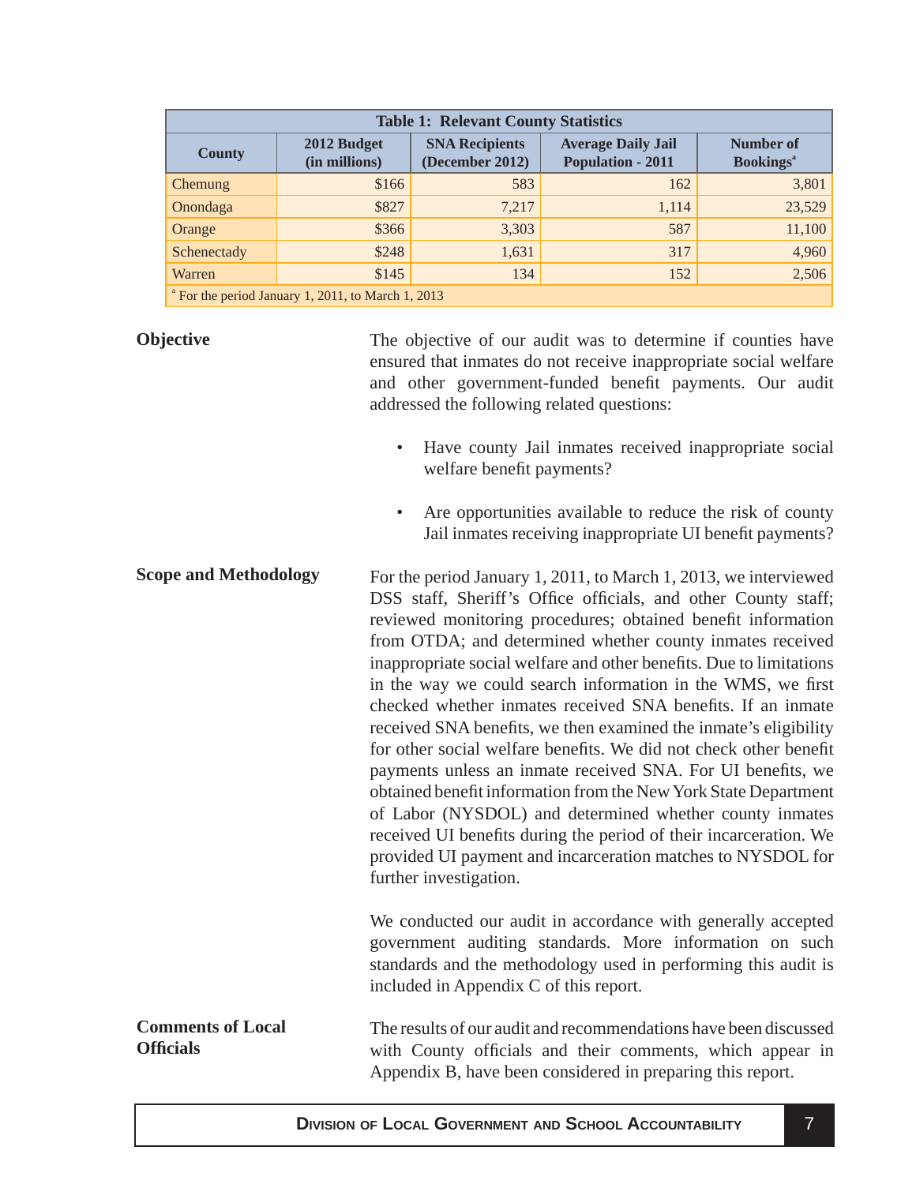| Table 1: Relevant County Statistics | | | | |
|---|---|---|---|---|
| County | 2012 Budget (in millions) | SNA Recipients (December 2012) | Average Daily Jail Population - 2011 | Number of Bookings[a] |
| Chemung | $166 | 583 | 162 | 3,801 |
| Onondaga | $827 | 7,217 | 1,114 | 23,529 |
| Orange | $366 | 3,303 | 587 | 11,100 |
| Schenectady | $248 | 1,631 | 317 | 4,960 |
| Warren | $145 | 134 | 152 | 2,506 |

[a] For the period January 1, 2011, to March 1, 2013

## Objective

The objective of our audit was to determine if counties have ensured that inmates do not receive inappropriate social welfare and other government-funded benefit payments. Our audit addressed the following related questions:

- Have county Jail inmates received inappropriate social welfare benefit payments?
- Are opportunities available to reduce the risk of county Jail inmates receiving inappropriate UI benefit payments?

## Scope and Methodology

For the period January 1, 2011, to March 1, 2013, we interviewed DSS staff, Sheriff's Office officials, and other County staff; reviewed monitoring procedures; obtained benefit information from OTDA; and determined whether county inmates received inappropriate social welfare and other benefits. Due to limitations in the way we could search information in the WMS, we first checked whether inmates received SNA benefits. If an inmate received SNA benefits, we then examined the inmate's eligibility for other social welfare benefits. We did not check other benefit payments unless an inmate received SNA. For UI benefits, we obtained benefit information from the New York State Department of Labor (NYSDOL) and determined whether county inmates received UI benefits during the period of their incarceration. We provided UI payment and incarceration matches to NYSDOL for further investigation.

We conducted our audit in accordance with generally accepted government auditing standards. More information on such standards and the methodology used in performing this audit is included in Appendix C of this report.

## Comments of Local Officials

The results of our audit and recommendations have been discussed with County officials and their comments, which appear in Appendix B, have been considered in preparing this report.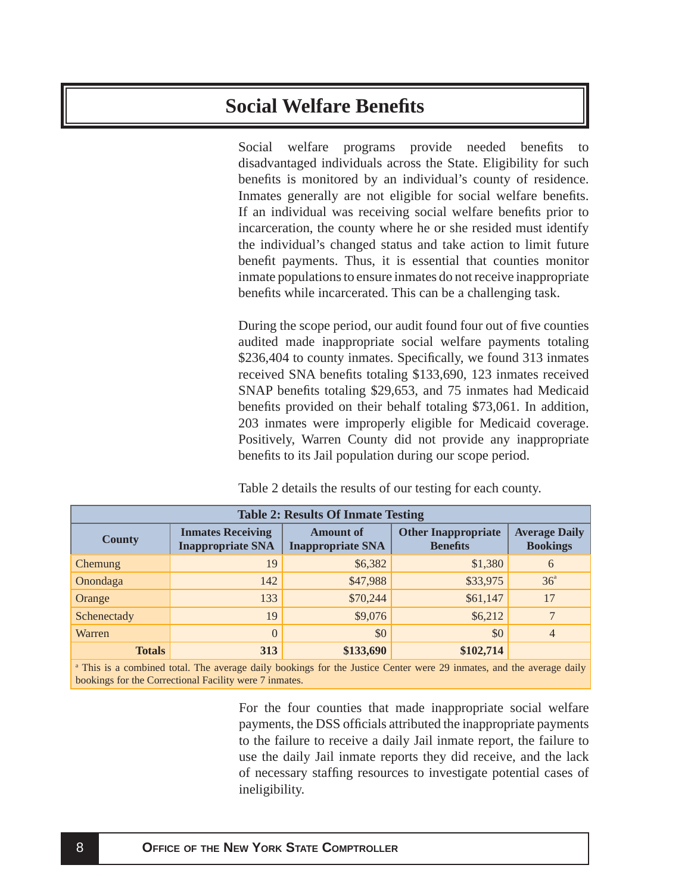# Social Welfare Benefits

Social welfare programs provide needed benefits to disadvantaged individuals across the State. Eligibility for such benefits is monitored by an individual's county of residence. Inmates generally are not eligible for social welfare benefits. If an individual was receiving social welfare benefits prior to incarceration, the county where he or she resided must identify the individual's changed status and take action to limit future benefit payments. Thus, it is essential that counties monitor inmate populations to ensure inmates do not receive inappropriate benefits while incarcerated. This can be a challenging task.

During the scope period, our audit found four out of five counties audited made inappropriate social welfare payments totaling $236,404 to county inmates. Specifically, we found 313 inmates received SNA benefits totaling $133,690, 123 inmates received SNAP benefits totaling $29,653, and 75 inmates had Medicaid benefits provided on their behalf totaling $73,061. In addition, 203 inmates were improperly eligible for Medicaid coverage. Positively, Warren County did not provide any inappropriate benefits to its Jail population during our scope period.

Table 2 details the results of our testing for each county.

**Table 2: Results Of Inmate Testing**

| County | Inmates Receiving Inappropriate SNA | Amount of Inappropriate SNA | Other Inappropriate Benefits | Average Daily Bookings |
|---|---|---|---|---|
| Chemung | 19 | $6,382 | $1,380 | 6 |
| Onondaga | 142 | $47,988 | $33,975 | 36[a] |
| Orange | 133 | $70,244 | $61,147 | 17 |
| Schenectady | 19 | $9,076 | $6,212 | 7 |
| Warren | 0 | $0 | $0 | 4 |
| **Totals** | **313** | **$133,690** | **$102,714** | |

[a] This is a combined total. The average daily bookings for the Justice Center were 29 inmates, and the average daily bookings for the Correctional Facility were 7 inmates.

For the four counties that made inappropriate social welfare payments, the DSS officials attributed the inappropriate payments to the failure to receive a daily Jail inmate report, the failure to use the daily Jail inmate reports they did receive, and the lack of necessary staffing resources to investigate potential cases of ineligibility.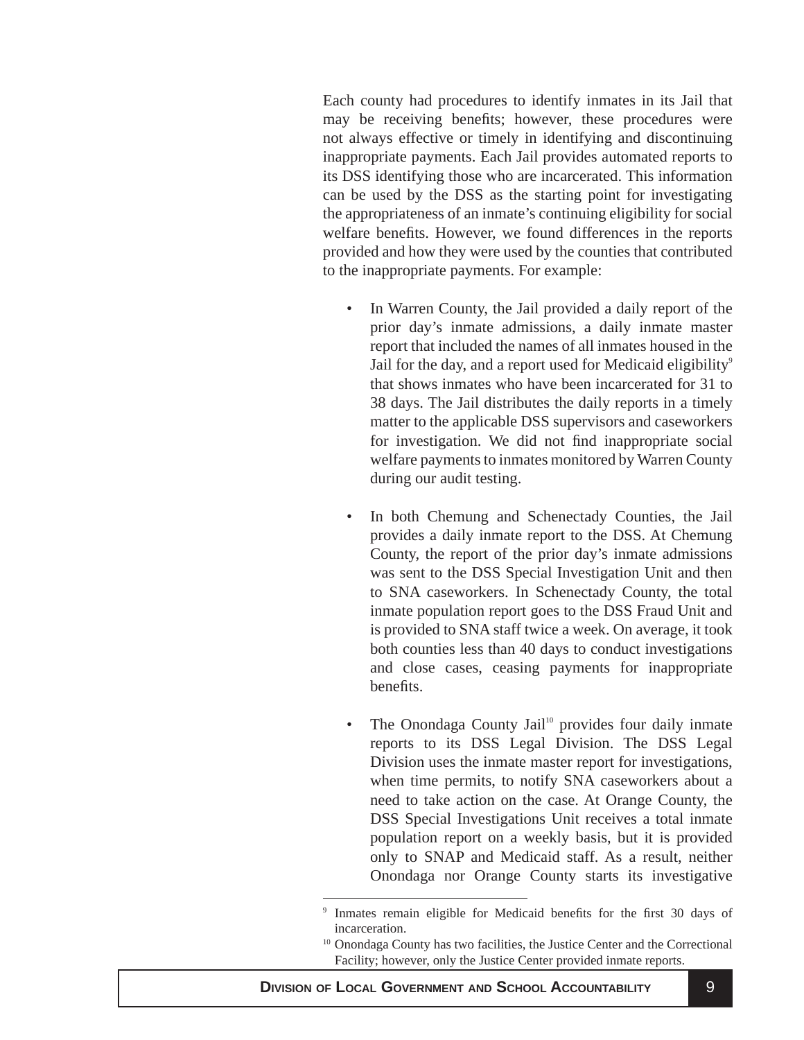Each county had procedures to identify inmates in its Jail that may be receiving benefits; however, these procedures were not always effective or timely in identifying and discontinuing inappropriate payments. Each Jail provides automated reports to its DSS identifying those who are incarcerated. This information can be used by the DSS as the starting point for investigating the appropriateness of an inmate's continuing eligibility for social welfare benefits. However, we found differences in the reports provided and how they were used by the counties that contributed to the inappropriate payments. For example:

- In Warren County, the Jail provided a daily report of the prior day's inmate admissions, a daily inmate master report that included the names of all inmates housed in the Jail for the day, and a report used for Medicaid eligibility[9] that shows inmates who have been incarcerated for 31 to 38 days. The Jail distributes the daily reports in a timely matter to the applicable DSS supervisors and caseworkers for investigation. We did not find inappropriate social welfare payments to inmates monitored by Warren County during our audit testing.

- In both Chemung and Schenectady Counties, the Jail provides a daily inmate report to the DSS. At Chemung County, the report of the prior day's inmate admissions was sent to the DSS Special Investigation Unit and then to SNA caseworkers. In Schenectady County, the total inmate population report goes to the DSS Fraud Unit and is provided to SNA staff twice a week. On average, it took both counties less than 40 days to conduct investigations and close cases, ceasing payments for inappropriate benefits.

- The Onondaga County Jail[10] provides four daily inmate reports to its DSS Legal Division. The DSS Legal Division uses the inmate master report for investigations, when time permits, to notify SNA caseworkers about a need to take action on the case. At Orange County, the DSS Special Investigations Unit receives a total inmate population report on a weekly basis, but it is provided only to SNAP and Medicaid staff. As a result, neither Onondaga nor Orange County starts its investigative

---

[9] Inmates remain eligible for Medicaid benefits for the first 30 days of incarceration.

[10] Onondaga County has two facilities, the Justice Center and the Correctional Facility; however, only the Justice Center provided inmate reports.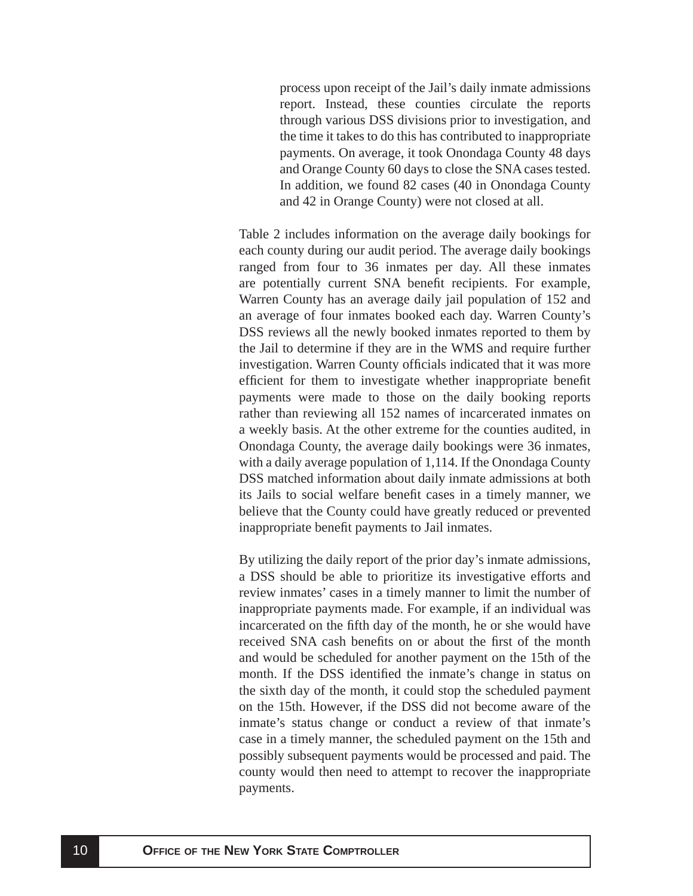process upon receipt of the Jail's daily inmate admissions report. Instead, these counties circulate the reports through various DSS divisions prior to investigation, and the time it takes to do this has contributed to inappropriate payments. On average, it took Onondaga County 48 days and Orange County 60 days to close the SNA cases tested. In addition, we found 82 cases (40 in Onondaga County and 42 in Orange County) were not closed at all.

Table 2 includes information on the average daily bookings for each county during our audit period. The average daily bookings ranged from four to 36 inmates per day. All these inmates are potentially current SNA benefit recipients. For example, Warren County has an average daily jail population of 152 and an average of four inmates booked each day. Warren County's DSS reviews all the newly booked inmates reported to them by the Jail to determine if they are in the WMS and require further investigation. Warren County officials indicated that it was more efficient for them to investigate whether inappropriate benefit payments were made to those on the daily booking reports rather than reviewing all 152 names of incarcerated inmates on a weekly basis. At the other extreme for the counties audited, in Onondaga County, the average daily bookings were 36 inmates, with a daily average population of 1,114. If the Onondaga County DSS matched information about daily inmate admissions at both its Jails to social welfare benefit cases in a timely manner, we believe that the County could have greatly reduced or prevented inappropriate benefit payments to Jail inmates.

By utilizing the daily report of the prior day's inmate admissions, a DSS should be able to prioritize its investigative efforts and review inmates' cases in a timely manner to limit the number of inappropriate payments made. For example, if an individual was incarcerated on the fifth day of the month, he or she would have received SNA cash benefits on or about the first of the month and would be scheduled for another payment on the 15th of the month. If the DSS identified the inmate's change in status on the sixth day of the month, it could stop the scheduled payment on the 15th. However, if the DSS did not become aware of the inmate's status change or conduct a review of that inmate's case in a timely manner, the scheduled payment on the 15th and possibly subsequent payments would be processed and paid. The county would then need to attempt to recover the inappropriate payments.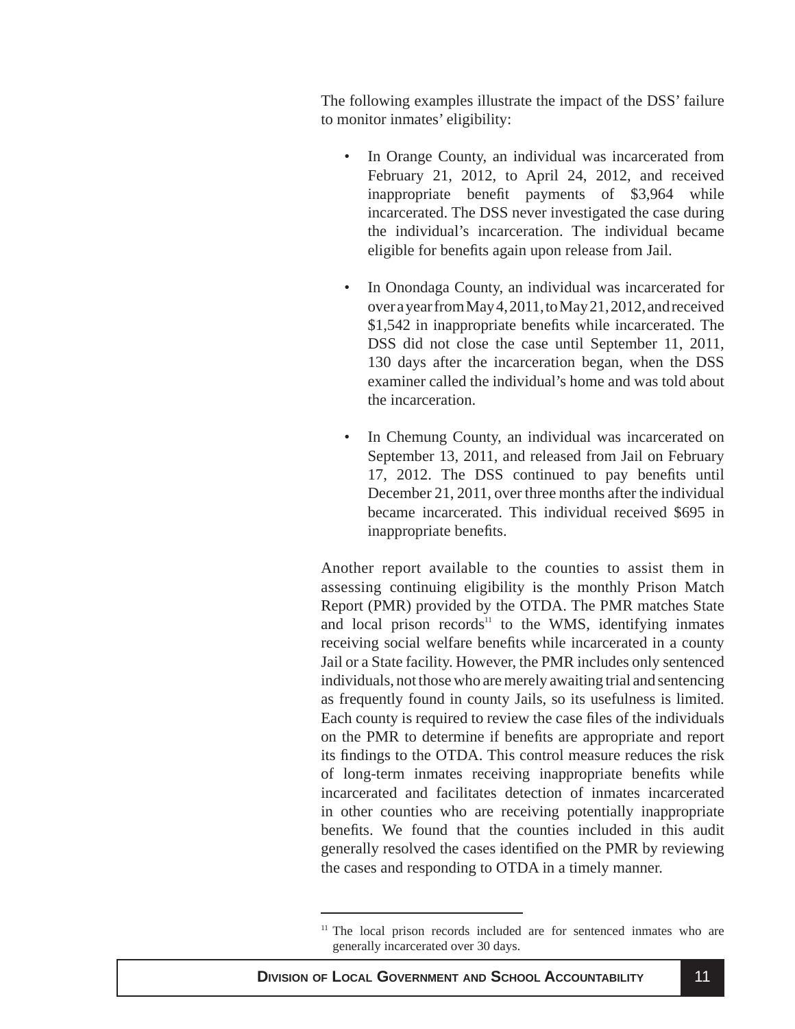The following examples illustrate the impact of the DSS' failure to monitor inmates' eligibility:

- In Orange County, an individual was incarcerated from February 21, 2012, to April 24, 2012, and received inappropriate benefit payments of $3,964 while incarcerated. The DSS never investigated the case during the individual's incarceration. The individual became eligible for benefits again upon release from Jail.
- In Onondaga County, an individual was incarcerated for over a year from May 4, 2011, to May 21, 2012, and received $1,542 in inappropriate benefits while incarcerated. The DSS did not close the case until September 11, 2011, 130 days after the incarceration began, when the DSS examiner called the individual's home and was told about the incarceration.
- In Chemung County, an individual was incarcerated on September 13, 2011, and released from Jail on February 17, 2012. The DSS continued to pay benefits until December 21, 2011, over three months after the individual became incarcerated. This individual received $695 in inappropriate benefits.

Another report available to the counties to assist them in assessing continuing eligibility is the monthly Prison Match Report (PMR) provided by the OTDA. The PMR matches State and local prison records[11] to the WMS, identifying inmates receiving social welfare benefits while incarcerated in a county Jail or a State facility. However, the PMR includes only sentenced individuals, not those who are merely awaiting trial and sentencing as frequently found in county Jails, so its usefulness is limited. Each county is required to review the case files of the individuals on the PMR to determine if benefits are appropriate and report its findings to the OTDA. This control measure reduces the risk of long-term inmates receiving inappropriate benefits while incarcerated and facilitates detection of inmates incarcerated in other counties who are receiving potentially inappropriate benefits. We found that the counties included in this audit generally resolved the cases identified on the PMR by reviewing the cases and responding to OTDA in a timely manner.

[11] The local prison records included are for sentenced inmates who are generally incarcerated over 30 days.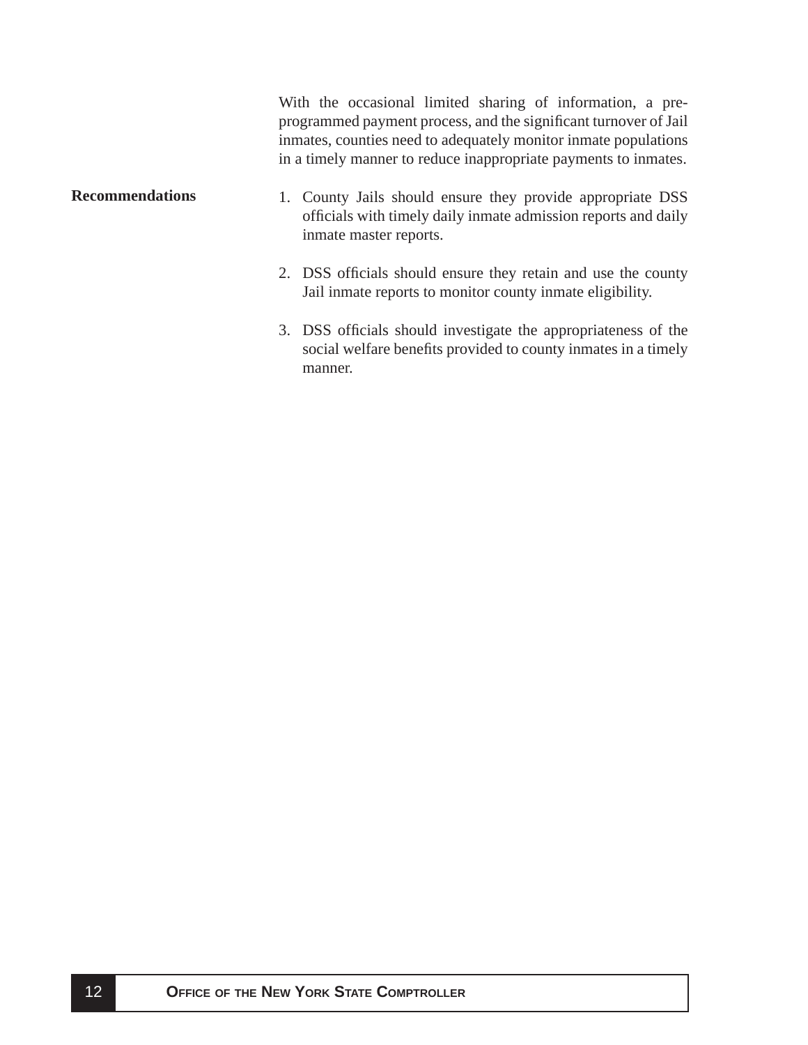With the occasional limited sharing of information, a pre-programmed payment process, and the significant turnover of Jail inmates, counties need to adequately monitor inmate populations in a timely manner to reduce inappropriate payments to inmates.

**Recommendations**

1. County Jails should ensure they provide appropriate DSS officials with timely daily inmate admission reports and daily inmate master reports.

2. DSS officials should ensure they retain and use the county Jail inmate reports to monitor county inmate eligibility.

3. DSS officials should investigate the appropriateness of the social welfare benefits provided to county inmates in a timely manner.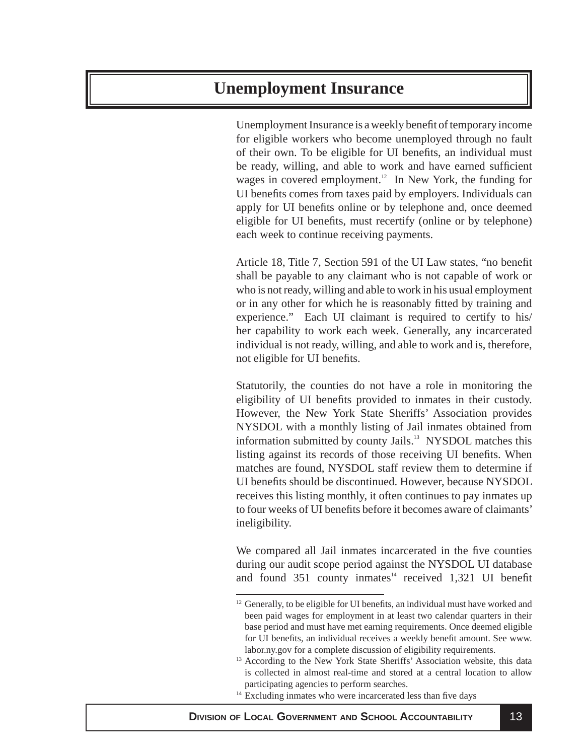# Unemployment Insurance

Unemployment Insurance is a weekly benefit of temporary income for eligible workers who become unemployed through no fault of their own. To be eligible for UI benefits, an individual must be ready, willing, and able to work and have earned sufficient wages in covered employment.[12] In New York, the funding for UI benefits comes from taxes paid by employers. Individuals can apply for UI benefits online or by telephone and, once deemed eligible for UI benefits, must recertify (online or by telephone) each week to continue receiving payments.

Article 18, Title 7, Section 591 of the UI Law states, "no benefit shall be payable to any claimant who is not capable of work or who is not ready, willing and able to work in his usual employment or in any other for which he is reasonably fitted by training and experience." Each UI claimant is required to certify to his/her capability to work each week. Generally, any incarcerated individual is not ready, willing, and able to work and is, therefore, not eligible for UI benefits.

Statutorily, the counties do not have a role in monitoring the eligibility of UI benefits provided to inmates in their custody. However, the New York State Sheriffs' Association provides NYSDOL with a monthly listing of Jail inmates obtained from information submitted by county Jails.[13] NYSDOL matches this listing against its records of those receiving UI benefits. When matches are found, NYSDOL staff review them to determine if UI benefits should be discontinued. However, because NYSDOL receives this listing monthly, it often continues to pay inmates up to four weeks of UI benefits before it becomes aware of claimants' ineligibility.

We compared all Jail inmates incarcerated in the five counties during our audit scope period against the NYSDOL UI database and found 351 county inmates[14] received 1,321 UI benefit

---

[12] Generally, to be eligible for UI benefits, an individual must have worked and been paid wages for employment in at least two calendar quarters in their base period and must have met earning requirements. Once deemed eligible for UI benefits, an individual receives a weekly benefit amount. See www.labor.ny.gov for a complete discussion of eligibility requirements.

[13] According to the New York State Sheriffs' Association website, this data is collected in almost real-time and stored at a central location to allow participating agencies to perform searches.

[14] Excluding inmates who were incarcerated less than five days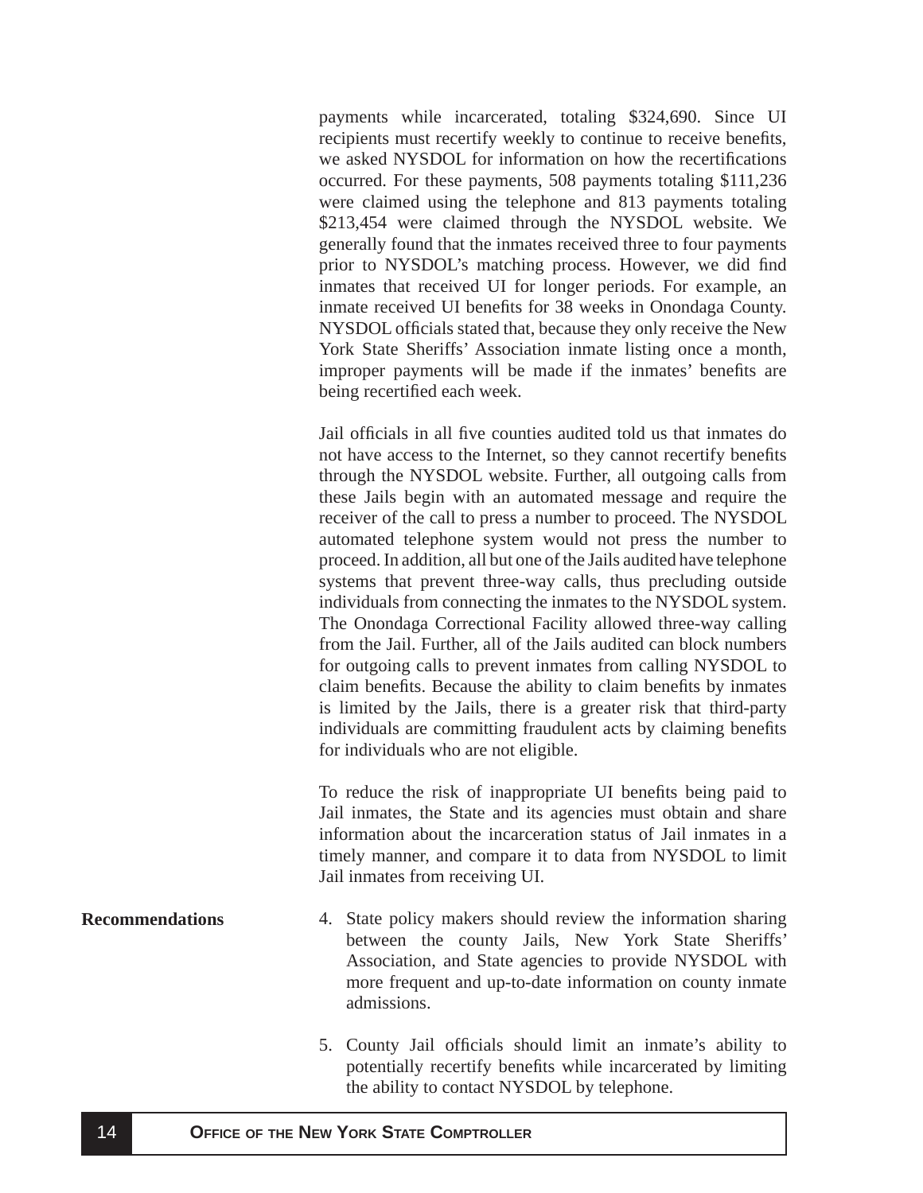payments while incarcerated, totaling $324,690. Since UI recipients must recertify weekly to continue to receive benefits, we asked NYSDOL for information on how the recertifications occurred. For these payments, 508 payments totaling $111,236 were claimed using the telephone and 813 payments totaling $213,454 were claimed through the NYSDOL website. We generally found that the inmates received three to four payments prior to NYSDOL's matching process. However, we did find inmates that received UI for longer periods. For example, an inmate received UI benefits for 38 weeks in Onondaga County. NYSDOL officials stated that, because they only receive the New York State Sheriffs' Association inmate listing once a month, improper payments will be made if the inmates' benefits are being recertified each week.

Jail officials in all five counties audited told us that inmates do not have access to the Internet, so they cannot recertify benefits through the NYSDOL website. Further, all outgoing calls from these Jails begin with an automated message and require the receiver of the call to press a number to proceed. The NYSDOL automated telephone system would not press the number to proceed. In addition, all but one of the Jails audited have telephone systems that prevent three-way calls, thus precluding outside individuals from connecting the inmates to the NYSDOL system. The Onondaga Correctional Facility allowed three-way calling from the Jail. Further, all of the Jails audited can block numbers for outgoing calls to prevent inmates from calling NYSDOL to claim benefits. Because the ability to claim benefits by inmates is limited by the Jails, there is a greater risk that third-party individuals are committing fraudulent acts by claiming benefits for individuals who are not eligible.

To reduce the risk of inappropriate UI benefits being paid to Jail inmates, the State and its agencies must obtain and share information about the incarceration status of Jail inmates in a timely manner, and compare it to data from NYSDOL to limit Jail inmates from receiving UI.

**Recommendations**

4. State policy makers should review the information sharing between the county Jails, New York State Sheriffs' Association, and State agencies to provide NYSDOL with more frequent and up-to-date information on county inmate admissions.

5. County Jail officials should limit an inmate's ability to potentially recertify benefits while incarcerated by limiting the ability to contact NYSDOL by telephone.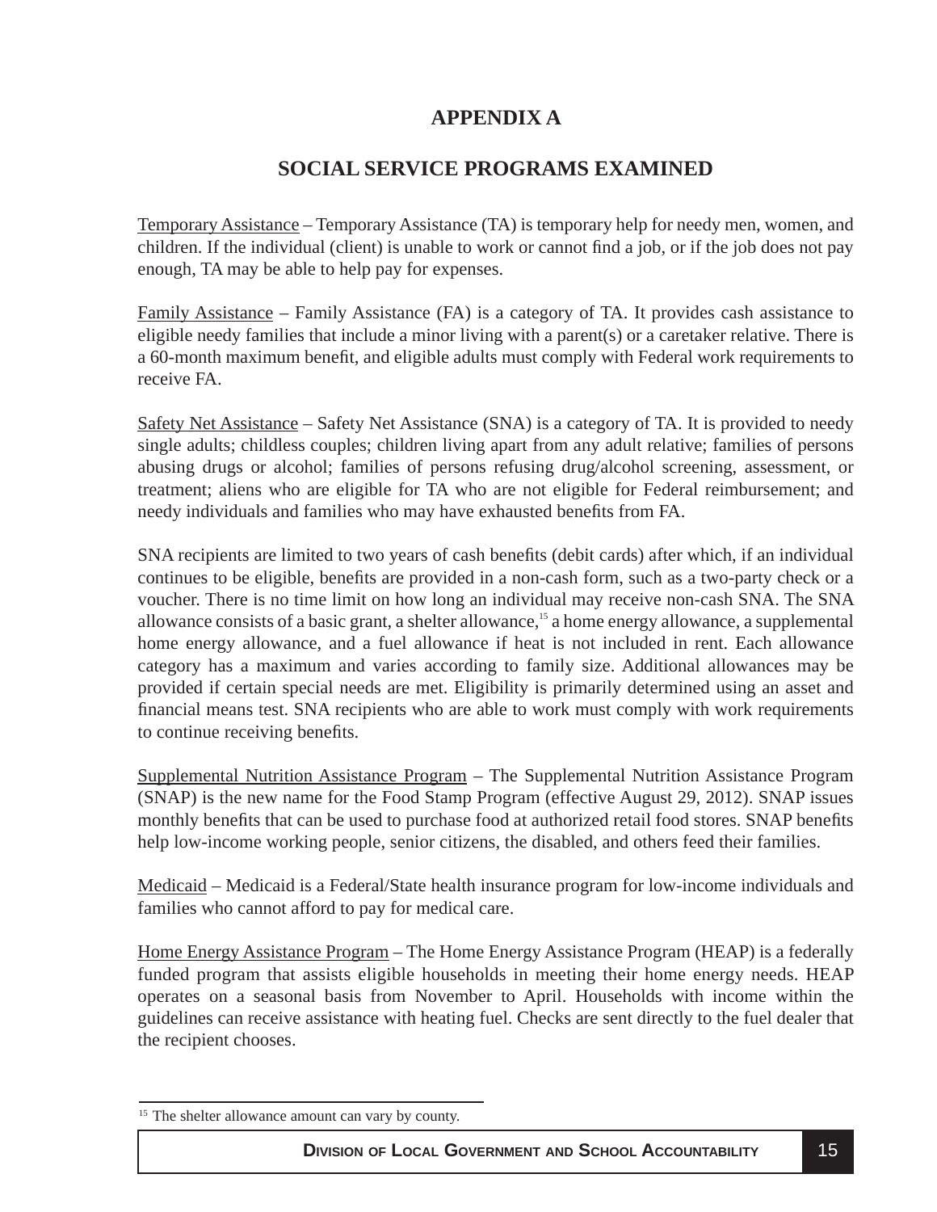# APPENDIX A

## SOCIAL SERVICE PROGRAMS EXAMINED

Temporary Assistance – Temporary Assistance (TA) is temporary help for needy men, women, and children. If the individual (client) is unable to work or cannot find a job, or if the job does not pay enough, TA may be able to help pay for expenses.

Family Assistance – Family Assistance (FA) is a category of TA. It provides cash assistance to eligible needy families that include a minor living with a parent(s) or a caretaker relative. There is a 60-month maximum benefit, and eligible adults must comply with Federal work requirements to receive FA.

Safety Net Assistance – Safety Net Assistance (SNA) is a category of TA. It is provided to needy single adults; childless couples; children living apart from any adult relative; families of persons abusing drugs or alcohol; families of persons refusing drug/alcohol screening, assessment, or treatment; aliens who are eligible for TA who are not eligible for Federal reimbursement; and needy individuals and families who may have exhausted benefits from FA.

SNA recipients are limited to two years of cash benefits (debit cards) after which, if an individual continues to be eligible, benefits are provided in a non-cash form, such as a two-party check or a voucher. There is no time limit on how long an individual may receive non-cash SNA. The SNA allowance consists of a basic grant, a shelter allowance,[15] a home energy allowance, a supplemental home energy allowance, and a fuel allowance if heat is not included in rent. Each allowance category has a maximum and varies according to family size. Additional allowances may be provided if certain special needs are met. Eligibility is primarily determined using an asset and financial means test. SNA recipients who are able to work must comply with work requirements to continue receiving benefits.

Supplemental Nutrition Assistance Program – The Supplemental Nutrition Assistance Program (SNAP) is the new name for the Food Stamp Program (effective August 29, 2012). SNAP issues monthly benefits that can be used to purchase food at authorized retail food stores. SNAP benefits help low-income working people, senior citizens, the disabled, and others feed their families.

Medicaid – Medicaid is a Federal/State health insurance program for low-income individuals and families who cannot afford to pay for medical care.

Home Energy Assistance Program – The Home Energy Assistance Program (HEAP) is a federally funded program that assists eligible households in meeting their home energy needs. HEAP operates on a seasonal basis from November to April. Households with income within the guidelines can receive assistance with heating fuel. Checks are sent directly to the fuel dealer that the recipient chooses.

[15] The shelter allowance amount can vary by county.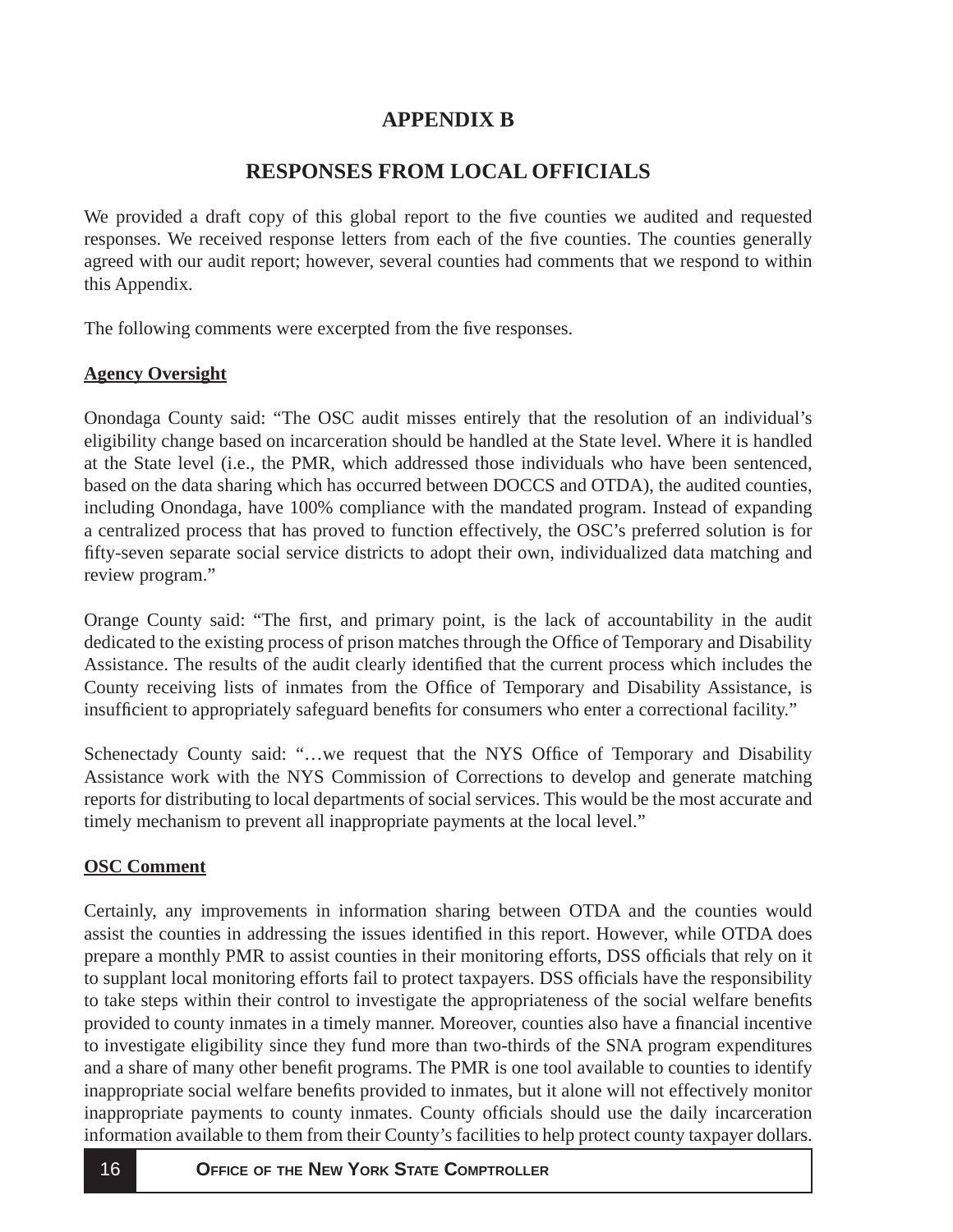## APPENDIX B

## RESPONSES FROM LOCAL OFFICIALS

We provided a draft copy of this global report to the five counties we audited and requested responses. We received response letters from each of the five counties. The counties generally agreed with our audit report; however, several counties had comments that we respond to within this Appendix.

The following comments were excerpted from the five responses.

**Agency Oversight**

Onondaga County said: "The OSC audit misses entirely that the resolution of an individual's eligibility change based on incarceration should be handled at the State level. Where it is handled at the State level (i.e., the PMR, which addressed those individuals who have been sentenced, based on the data sharing which has occurred between DOCCS and OTDA), the audited counties, including Onondaga, have 100% compliance with the mandated program. Instead of expanding a centralized process that has proved to function effectively, the OSC's preferred solution is for fifty-seven separate social service districts to adopt their own, individualized data matching and review program."

Orange County said: "The first, and primary point, is the lack of accountability in the audit dedicated to the existing process of prison matches through the Office of Temporary and Disability Assistance. The results of the audit clearly identified that the current process which includes the County receiving lists of inmates from the Office of Temporary and Disability Assistance, is insufficient to appropriately safeguard benefits for consumers who enter a correctional facility."

Schenectady County said: "…we request that the NYS Office of Temporary and Disability Assistance work with the NYS Commission of Corrections to develop and generate matching reports for distributing to local departments of social services. This would be the most accurate and timely mechanism to prevent all inappropriate payments at the local level."

**OSC Comment**

Certainly, any improvements in information sharing between OTDA and the counties would assist the counties in addressing the issues identified in this report. However, while OTDA does prepare a monthly PMR to assist counties in their monitoring efforts, DSS officials that rely on it to supplant local monitoring efforts fail to protect taxpayers. DSS officials have the responsibility to take steps within their control to investigate the appropriateness of the social welfare benefits provided to county inmates in a timely manner. Moreover, counties also have a financial incentive to investigate eligibility since they fund more than two-thirds of the SNA program expenditures and a share of many other benefit programs. The PMR is one tool available to counties to identify inappropriate social welfare benefits provided to inmates, but it alone will not effectively monitor inappropriate payments to county inmates. County officials should use the daily incarceration information available to them from their County's facilities to help protect county taxpayer dollars.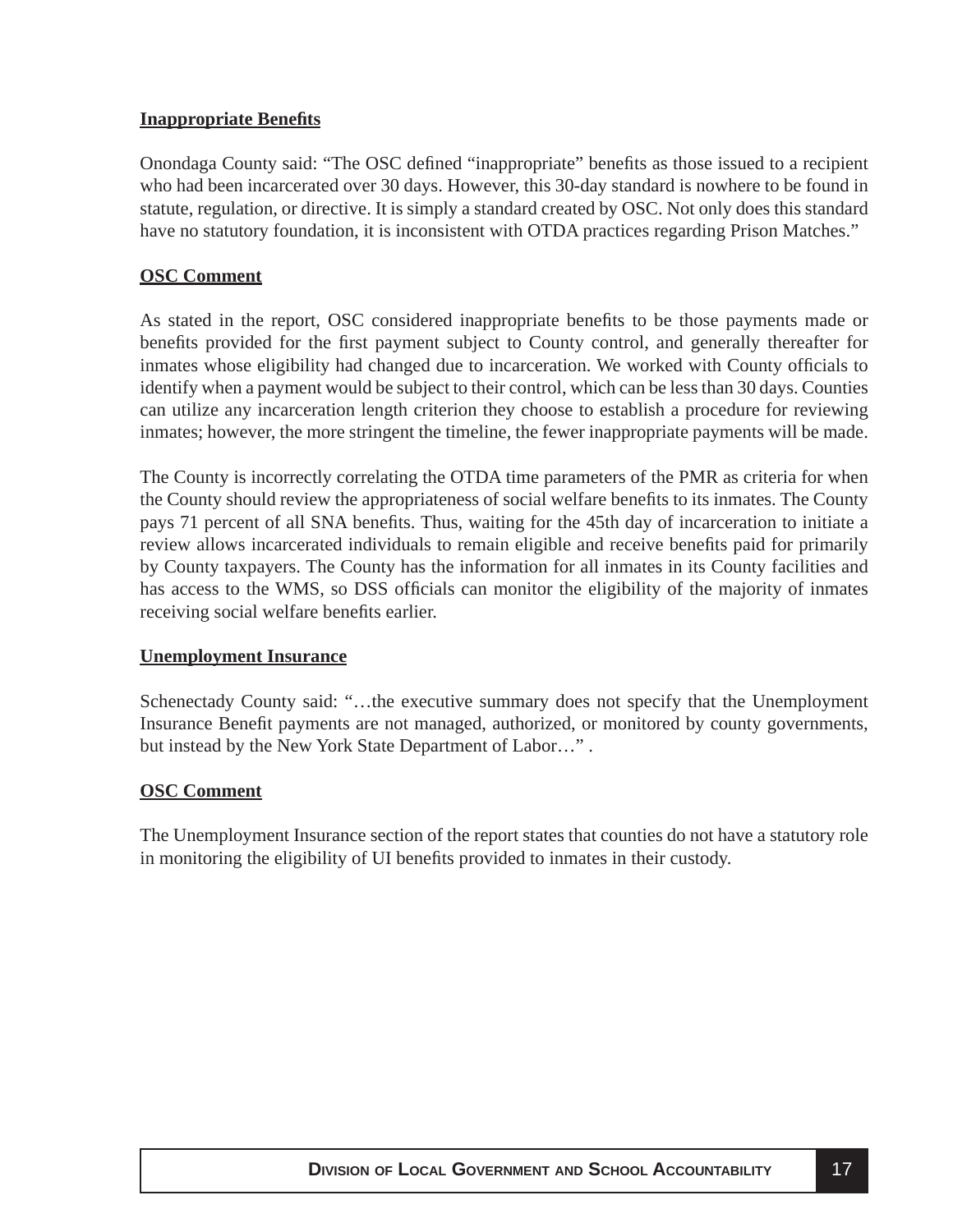**Inappropriate Benefits**

Onondaga County said: "The OSC defined "inappropriate" benefits as those issued to a recipient who had been incarcerated over 30 days. However, this 30-day standard is nowhere to be found in statute, regulation, or directive. It is simply a standard created by OSC. Not only does this standard have no statutory foundation, it is inconsistent with OTDA practices regarding Prison Matches."

**OSC Comment**

As stated in the report, OSC considered inappropriate benefits to be those payments made or benefits provided for the first payment subject to County control, and generally thereafter for inmates whose eligibility had changed due to incarceration. We worked with County officials to identify when a payment would be subject to their control, which can be less than 30 days. Counties can utilize any incarceration length criterion they choose to establish a procedure for reviewing inmates; however, the more stringent the timeline, the fewer inappropriate payments will be made.

The County is incorrectly correlating the OTDA time parameters of the PMR as criteria for when the County should review the appropriateness of social welfare benefits to its inmates. The County pays 71 percent of all SNA benefits. Thus, waiting for the 45th day of incarceration to initiate a review allows incarcerated individuals to remain eligible and receive benefits paid for primarily by County taxpayers. The County has the information for all inmates in its County facilities and has access to the WMS, so DSS officials can monitor the eligibility of the majority of inmates receiving social welfare benefits earlier.

**Unemployment Insurance**

Schenectady County said: "…the executive summary does not specify that the Unemployment Insurance Benefit payments are not managed, authorized, or monitored by county governments, but instead by the New York State Department of Labor…" .

**OSC Comment**

The Unemployment Insurance section of the report states that counties do not have a statutory role in monitoring the eligibility of UI benefits provided to inmates in their custody.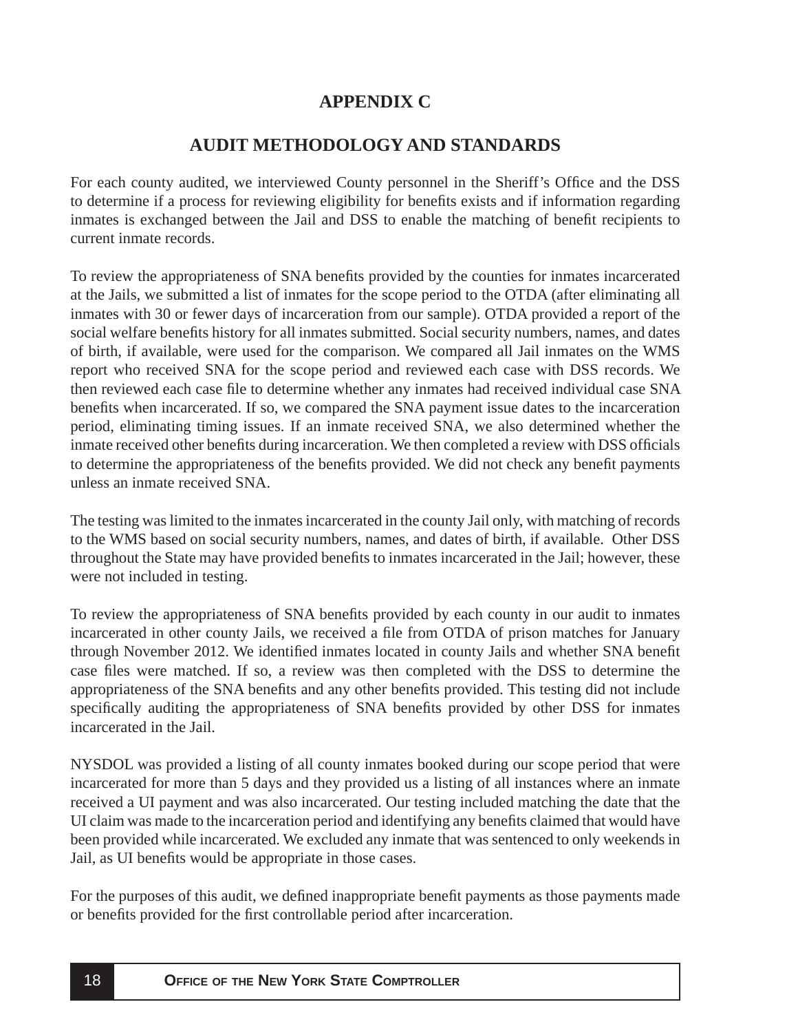# APPENDIX C

## AUDIT METHODOLOGY AND STANDARDS

For each county audited, we interviewed County personnel in the Sheriff's Office and the DSS to determine if a process for reviewing eligibility for benefits exists and if information regarding inmates is exchanged between the Jail and DSS to enable the matching of benefit recipients to current inmate records.

To review the appropriateness of SNA benefits provided by the counties for inmates incarcerated at the Jails, we submitted a list of inmates for the scope period to the OTDA (after eliminating all inmates with 30 or fewer days of incarceration from our sample). OTDA provided a report of the social welfare benefits history for all inmates submitted. Social security numbers, names, and dates of birth, if available, were used for the comparison. We compared all Jail inmates on the WMS report who received SNA for the scope period and reviewed each case with DSS records. We then reviewed each case file to determine whether any inmates had received individual case SNA benefits when incarcerated. If so, we compared the SNA payment issue dates to the incarceration period, eliminating timing issues. If an inmate received SNA, we also determined whether the inmate received other benefits during incarceration. We then completed a review with DSS officials to determine the appropriateness of the benefits provided. We did not check any benefit payments unless an inmate received SNA.

The testing was limited to the inmates incarcerated in the county Jail only, with matching of records to the WMS based on social security numbers, names, and dates of birth, if available. Other DSS throughout the State may have provided benefits to inmates incarcerated in the Jail; however, these were not included in testing.

To review the appropriateness of SNA benefits provided by each county in our audit to inmates incarcerated in other county Jails, we received a file from OTDA of prison matches for January through November 2012. We identified inmates located in county Jails and whether SNA benefit case files were matched. If so, a review was then completed with the DSS to determine the appropriateness of the SNA benefits and any other benefits provided. This testing did not include specifically auditing the appropriateness of SNA benefits provided by other DSS for inmates incarcerated in the Jail.

NYSDOL was provided a listing of all county inmates booked during our scope period that were incarcerated for more than 5 days and they provided us a listing of all instances where an inmate received a UI payment and was also incarcerated. Our testing included matching the date that the UI claim was made to the incarceration period and identifying any benefits claimed that would have been provided while incarcerated. We excluded any inmate that was sentenced to only weekends in Jail, as UI benefits would be appropriate in those cases.

For the purposes of this audit, we defined inappropriate benefit payments as those payments made or benefits provided for the first controllable period after incarceration.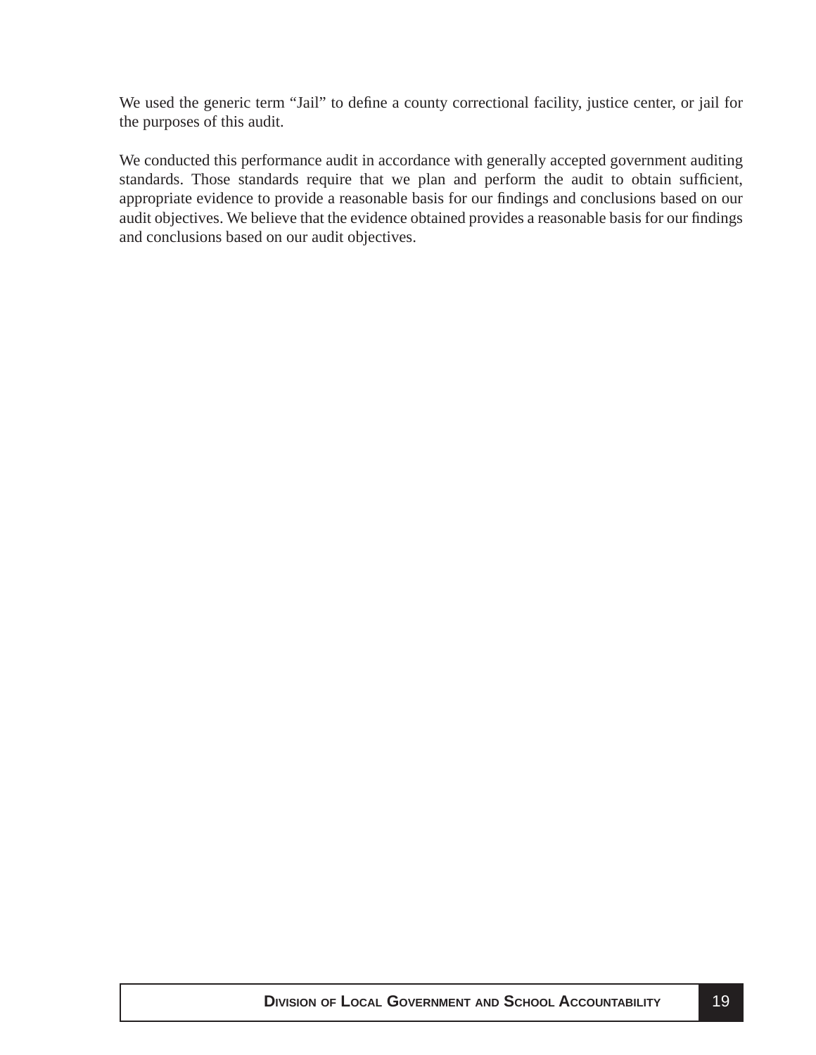We used the generic term "Jail" to define a county correctional facility, justice center, or jail for the purposes of this audit.

We conducted this performance audit in accordance with generally accepted government auditing standards. Those standards require that we plan and perform the audit to obtain sufficient, appropriate evidence to provide a reasonable basis for our findings and conclusions based on our audit objectives. We believe that the evidence obtained provides a reasonable basis for our findings and conclusions based on our audit objectives.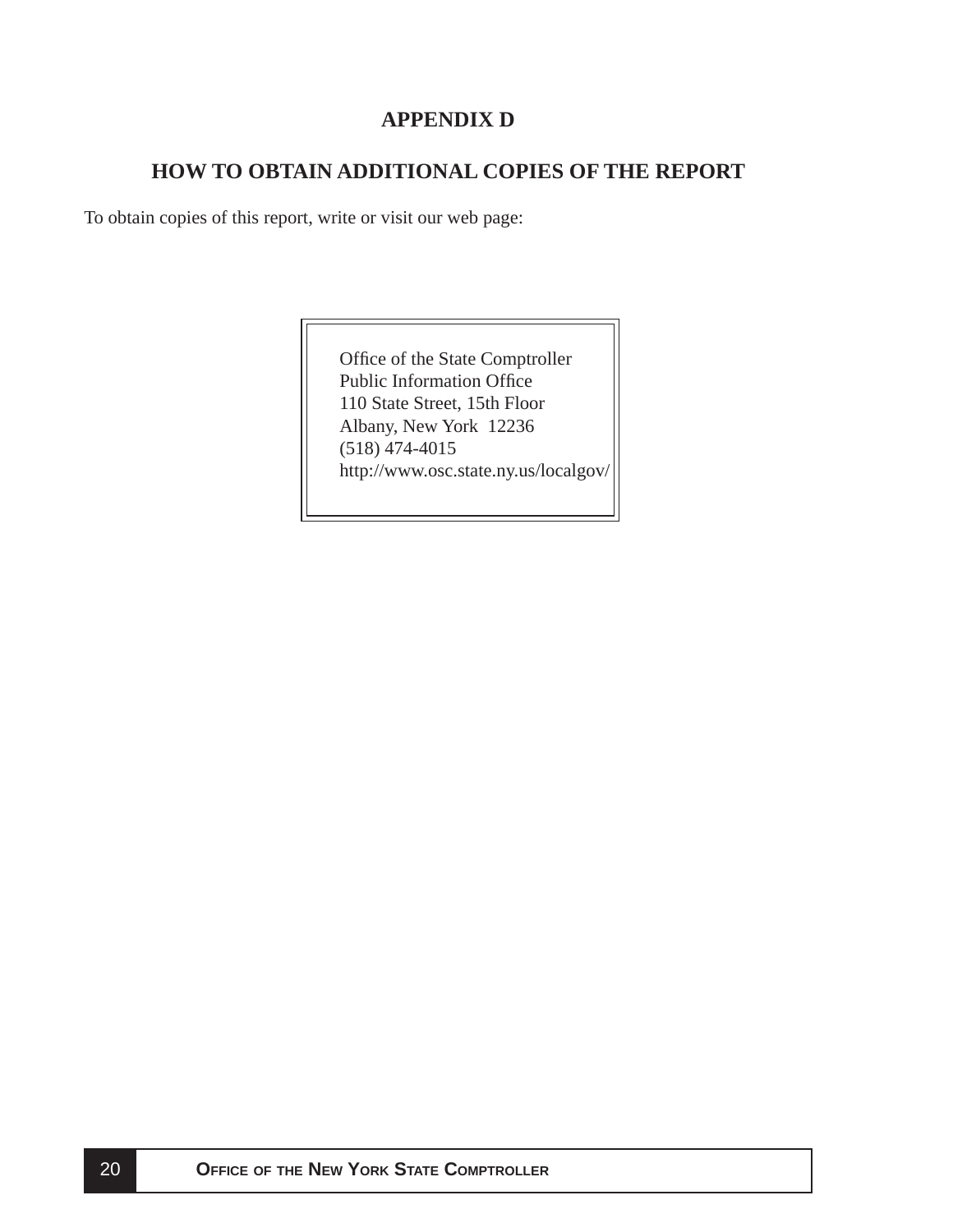# APPENDIX D

## HOW TO OBTAIN ADDITIONAL COPIES OF THE REPORT

To obtain copies of this report, write or visit our web page:

Office of the State Comptroller  
Public Information Office  
110 State Street, 15th Floor  
Albany, New York 12236  
(518) 474-4015  
http://www.osc.state.ny.us/localgov/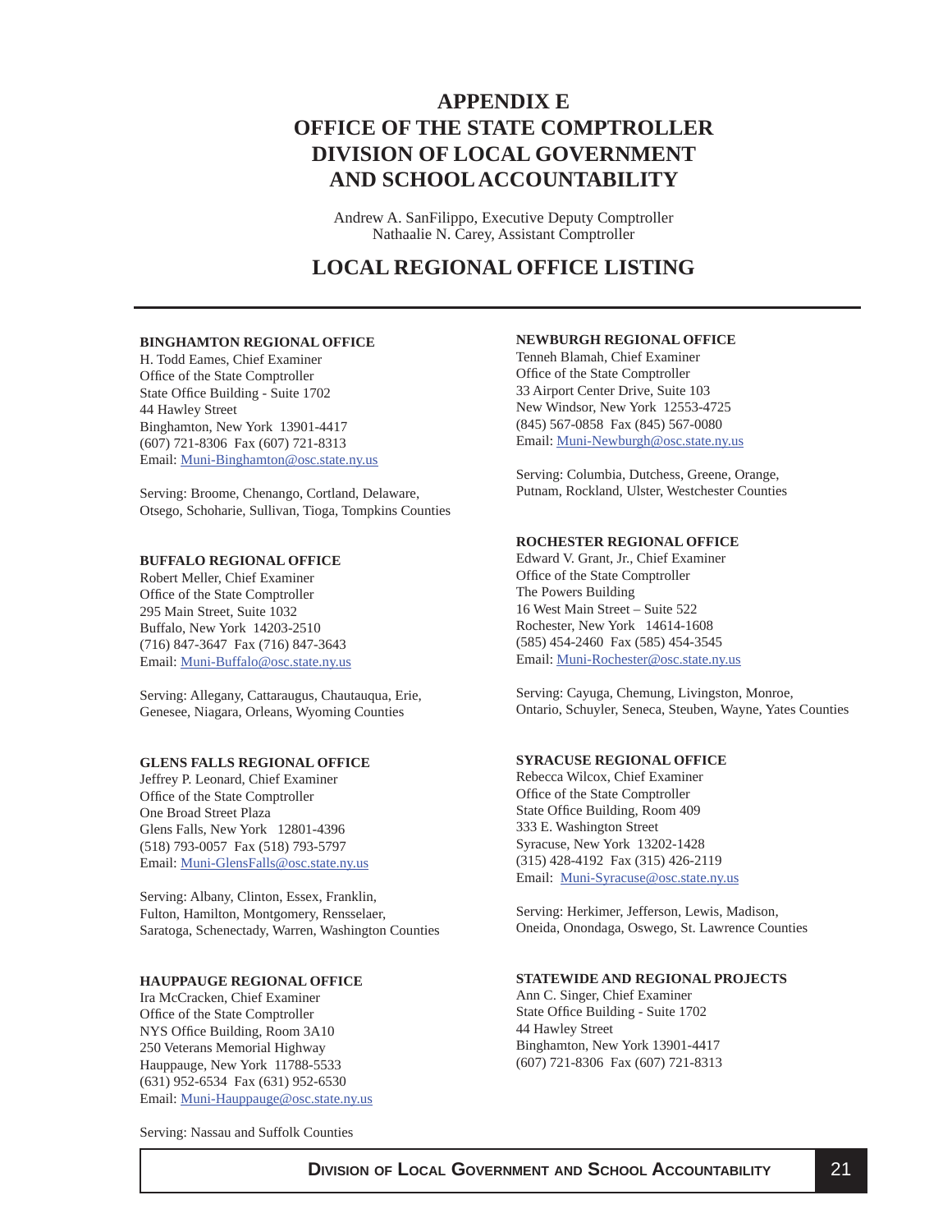# APPENDIX E
# OFFICE OF THE STATE COMPTROLLER
# DIVISION OF LOCAL GOVERNMENT AND SCHOOL ACCOUNTABILITY

Andrew A. SanFilippo, Executive Deputy Comptroller
Nathaalie N. Carey, Assistant Comptroller

## LOCAL REGIONAL OFFICE LISTING

**BINGHAMTON REGIONAL OFFICE**
H. Todd Eames, Chief Examiner
Office of the State Comptroller
State Office Building - Suite 1702
44 Hawley Street
Binghamton, New York 13901-4417
(607) 721-8306 Fax (607) 721-8313
Email: Muni-Binghamton@osc.state.ny.us

Serving: Broome, Chenango, Cortland, Delaware, Otsego, Schoharie, Sullivan, Tioga, Tompkins Counties

**BUFFALO REGIONAL OFFICE**
Robert Meller, Chief Examiner
Office of the State Comptroller
295 Main Street, Suite 1032
Buffalo, New York 14203-2510
(716) 847-3647 Fax (716) 847-3643
Email: Muni-Buffalo@osc.state.ny.us

Serving: Allegany, Cattaraugus, Chautauqua, Erie, Genesee, Niagara, Orleans, Wyoming Counties

**GLENS FALLS REGIONAL OFFICE**
Jeffrey P. Leonard, Chief Examiner
Office of the State Comptroller
One Broad Street Plaza
Glens Falls, New York 12801-4396
(518) 793-0057 Fax (518) 793-5797
Email: Muni-GlensFalls@osc.state.ny.us

Serving: Albany, Clinton, Essex, Franklin, Fulton, Hamilton, Montgomery, Rensselaer, Saratoga, Schenectady, Warren, Washington Counties

**HAUPPAUGE REGIONAL OFFICE**
Ira McCracken, Chief Examiner
Office of the State Comptroller
NYS Office Building, Room 3A10
250 Veterans Memorial Highway
Hauppauge, New York 11788-5533
(631) 952-6534 Fax (631) 952-6530
Email: Muni-Hauppauge@osc.state.ny.us

Serving: Nassau and Suffolk Counties

**NEWBURGH REGIONAL OFFICE**
Tenneh Blamah, Chief Examiner
Office of the State Comptroller
33 Airport Center Drive, Suite 103
New Windsor, New York 12553-4725
(845) 567-0858 Fax (845) 567-0080
Email: Muni-Newburgh@osc.state.ny.us

Serving: Columbia, Dutchess, Greene, Orange, Putnam, Rockland, Ulster, Westchester Counties

**ROCHESTER REGIONAL OFFICE**
Edward V. Grant, Jr., Chief Examiner
Office of the State Comptroller
The Powers Building
16 West Main Street – Suite 522
Rochester, New York 14614-1608
(585) 454-2460 Fax (585) 454-3545
Email: Muni-Rochester@osc.state.ny.us

Serving: Cayuga, Chemung, Livingston, Monroe, Ontario, Schuyler, Seneca, Steuben, Wayne, Yates Counties

**SYRACUSE REGIONAL OFFICE**
Rebecca Wilcox, Chief Examiner
Office of the State Comptroller
State Office Building, Room 409
333 E. Washington Street
Syracuse, New York 13202-1428
(315) 428-4192 Fax (315) 426-2119
Email: Muni-Syracuse@osc.state.ny.us

Serving: Herkimer, Jefferson, Lewis, Madison, Oneida, Onondaga, Oswego, St. Lawrence Counties

**STATEWIDE AND REGIONAL PROJECTS**
Ann C. Singer, Chief Examiner
State Office Building - Suite 1702
44 Hawley Street
Binghamton, New York 13901-4417
(607) 721-8306 Fax (607) 721-8313